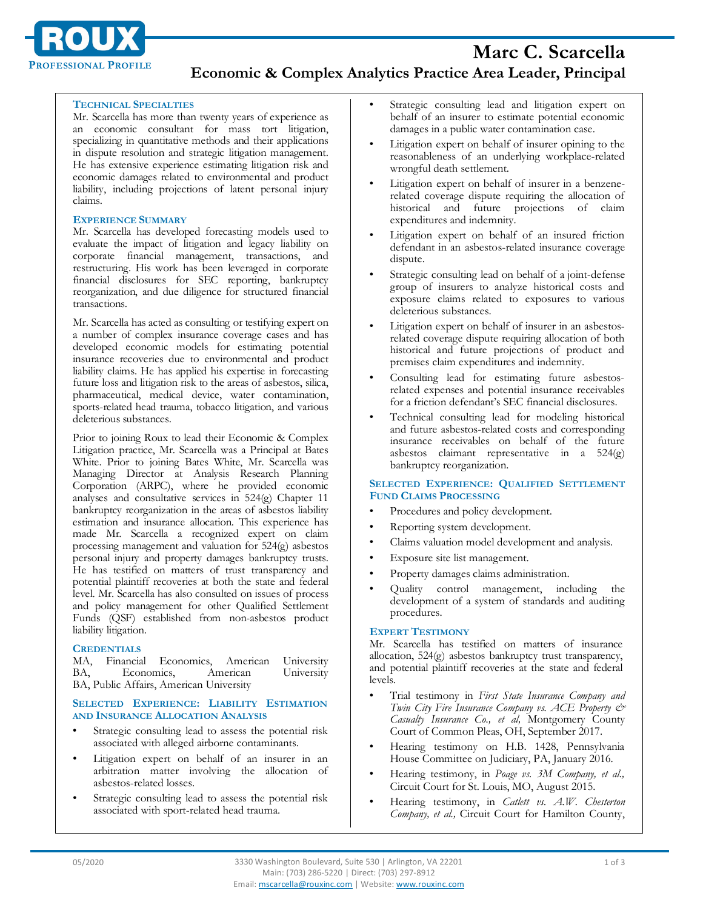**ROUX**
**PROFESSIONAL PROFILE**

# Marc C. Scarcella

## Economic & Complex Analytics Practice Area Leader, Principal

### TECHNICAL SPECIALTIES

Mr. Scarcella has more than twenty years of experience as an economic consultant for mass tort litigation, specializing in quantitative methods and their applications in dispute resolution and strategic litigation management. He has extensive experience estimating litigation risk and economic damages related to environmental and product liability, including projections of latent personal injury claims.

### EXPERIENCE SUMMARY

Mr. Scarcella has developed forecasting models used to evaluate the impact of litigation and legacy liability on corporate financial management, transactions, and restructuring. His work has been leveraged in corporate financial disclosures for SEC reporting, bankruptcy reorganization, and due diligence for structured financial transactions.

Mr. Scarcella has acted as consulting or testifying expert on a number of complex insurance coverage cases and has developed economic models for estimating potential insurance recoveries due to environmental and product liability claims. He has applied his expertise in forecasting future loss and litigation risk to the areas of asbestos, silica, pharmaceutical, medical device, water contamination, sports-related head trauma, tobacco litigation, and various deleterious substances.

Prior to joining Roux to lead their Economic & Complex Litigation practice, Mr. Scarcella was a Principal at Bates White. Prior to joining Bates White, Mr. Scarcella was Managing Director at Analysis Research Planning Corporation (ARPC), where he provided economic analyses and consultative services in 524(g) Chapter 11 bankruptcy reorganization in the areas of asbestos liability estimation and insurance allocation. This experience has made Mr. Scarcella a recognized expert on claim processing management and valuation for 524(g) asbestos personal injury and property damages bankruptcy trusts. He has testified on matters of trust transparency and potential plaintiff recoveries at both the state and federal level. Mr. Scarcella has also consulted on issues of process and policy management for other Qualified Settlement Funds (QSF) established from non-asbestos product liability litigation.

### CREDENTIALS

MA, Financial Economics, American University
BA, Economics, American University
BA, Public Affairs, American University

### SELECTED EXPERIENCE: LIABILITY ESTIMATION AND INSURANCE ALLOCATION ANALYSIS

- Strategic consulting lead to assess the potential risk associated with alleged airborne contaminants.
- Litigation expert on behalf of an insurer in an arbitration matter involving the allocation of asbestos-related losses.
- Strategic consulting lead to assess the potential risk associated with sport-related head trauma.
- Strategic consulting lead and litigation expert on behalf of an insurer to estimate potential economic damages in a public water contamination case.
- Litigation expert on behalf of insurer opining to the reasonableness of an underlying workplace-related wrongful death settlement.
- Litigation expert on behalf of insurer in a benzene-related coverage dispute requiring the allocation of historical and future projections of claim expenditures and indemnity.
- Litigation expert on behalf of an insured friction defendant in an asbestos-related insurance coverage dispute.
- Strategic consulting lead on behalf of a joint-defense group of insurers to analyze historical costs and exposure claims related to exposures to various deleterious substances.
- Litigation expert on behalf of insurer in an asbestos-related coverage dispute requiring allocation of both historical and future projections of product and premises claim expenditures and indemnity.
- Consulting lead for estimating future asbestos-related expenses and potential insurance receivables for a friction defendant's SEC financial disclosures.
- Technical consulting lead for modeling historical and future asbestos-related costs and corresponding insurance receivables on behalf of the future asbestos claimant representative in a 524(g) bankruptcy reorganization.

### SELECTED EXPERIENCE: QUALIFIED SETTLEMENT FUND CLAIMS PROCESSING

- Procedures and policy development.
- Reporting system development.
- Claims valuation model development and analysis.
- Exposure site list management.
- Property damages claims administration.
- Quality control management, including the development of a system of standards and auditing procedures.

### EXPERT TESTIMONY

Mr. Scarcella has testified on matters of insurance allocation, 524(g) asbestos bankruptcy trust transparency, and potential plaintiff recoveries at the state and federal levels.

- Trial testimony in *First State Insurance Company and Twin City Fire Insurance Company vs. ACE Property & Casualty Insurance Co., et al,* Montgomery County Court of Common Pleas, OH, September 2017.
- Hearing testimony on H.B. 1428, Pennsylvania House Committee on Judiciary, PA, January 2016.
- Hearing testimony, in *Poage vs. 3M Company, et al.,* Circuit Court for St. Louis, MO, August 2015.
- Hearing testimony, in *Catlett vs. A.W. Chesterton Company, et al.,* Circuit Court for Hamilton County,

05/2020

3330 Washington Boulevard, Suite 530 | Arlington, VA 22201
Main: (703) 286-5220 | Direct: (703) 297-8912
Email: mscarcella@rouxinc.com | Website: www.rouxinc.com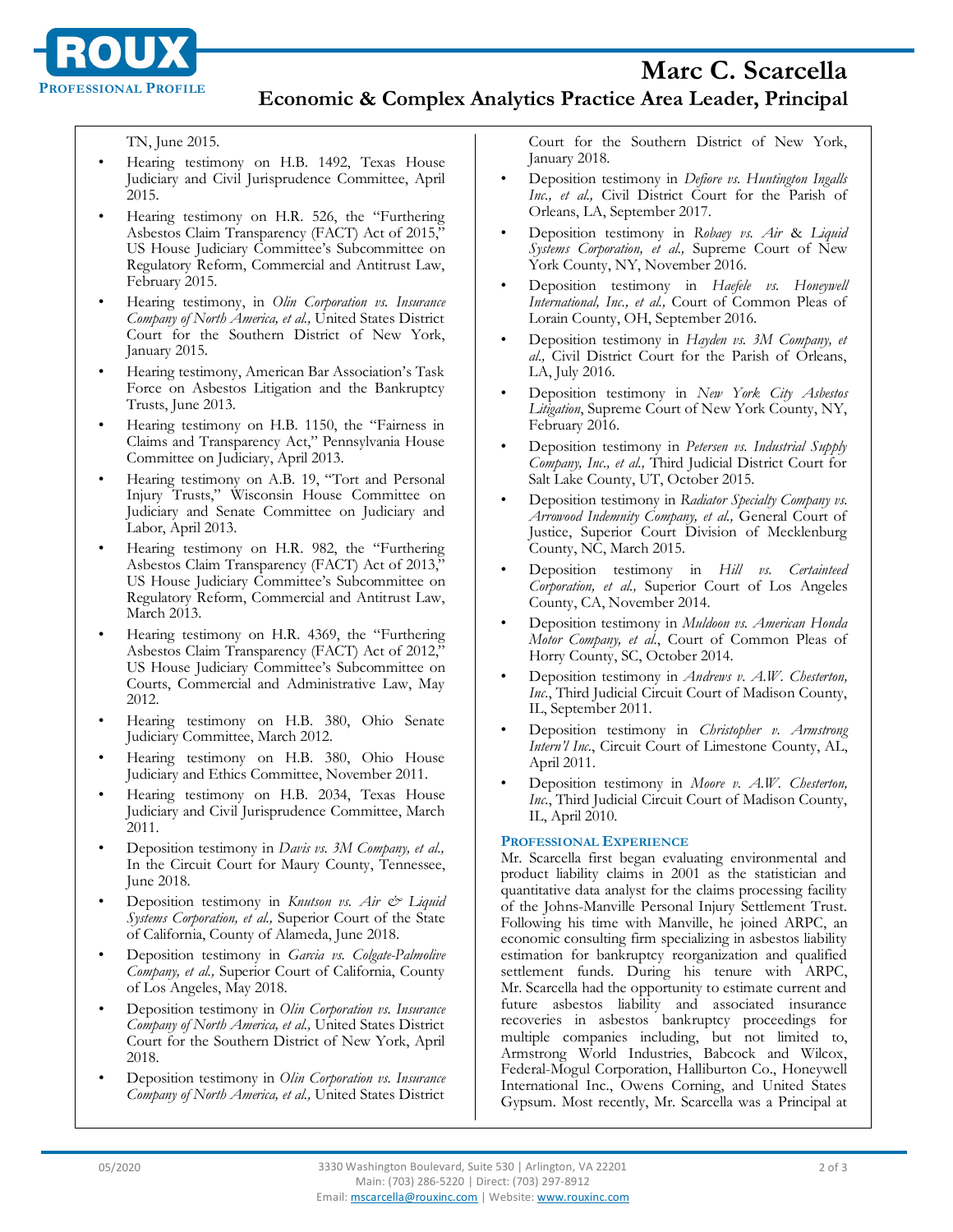TN, June 2015.

- Hearing testimony on H.B. 1492, Texas House Judiciary and Civil Jurisprudence Committee, April 2015.
- Hearing testimony on H.R. 526, the "Furthering Asbestos Claim Transparency (FACT) Act of 2015," US House Judiciary Committee's Subcommittee on Regulatory Reform, Commercial and Antitrust Law, February 2015.
- Hearing testimony, in *Olin Corporation vs. Insurance Company of North America, et al.,* United States District Court for the Southern District of New York, January 2015.
- Hearing testimony, American Bar Association's Task Force on Asbestos Litigation and the Bankruptcy Trusts, June 2013.
- Hearing testimony on H.B. 1150, the "Fairness in Claims and Transparency Act," Pennsylvania House Committee on Judiciary, April 2013.
- Hearing testimony on A.B. 19, "Tort and Personal Injury Trusts," Wisconsin House Committee on Judiciary and Senate Committee on Judiciary and Labor, April 2013.
- Hearing testimony on H.R. 982, the "Furthering Asbestos Claim Transparency (FACT) Act of 2013," US House Judiciary Committee's Subcommittee on Regulatory Reform, Commercial and Antitrust Law, March 2013.
- Hearing testimony on H.R. 4369, the "Furthering Asbestos Claim Transparency (FACT) Act of 2012," US House Judiciary Committee's Subcommittee on Courts, Commercial and Administrative Law, May 2012.
- Hearing testimony on H.B. 380, Ohio Senate Judiciary Committee, March 2012.
- Hearing testimony on H.B. 380, Ohio House Judiciary and Ethics Committee, November 2011.
- Hearing testimony on H.B. 2034, Texas House Judiciary and Civil Jurisprudence Committee, March 2011.
- Deposition testimony in *Davis vs. 3M Company, et al.,* In the Circuit Court for Maury County, Tennessee, June 2018.
- Deposition testimony in *Knutson vs. Air & Liquid Systems Corporation, et al.,* Superior Court of the State of California, County of Alameda, June 2018.
- Deposition testimony in *Garcia vs. Colgate-Palmolive Company, et al.,* Superior Court of California, County of Los Angeles, May 2018.
- Deposition testimony in *Olin Corporation vs. Insurance Company of North America, et al.,* United States District Court for the Southern District of New York, April 2018.
- Deposition testimony in *Olin Corporation vs. Insurance Company of North America, et al.,* United States District Court for the Southern District of New York, January 2018.
- Deposition testimony in *Defiore vs. Huntington Ingalls Inc., et al.,* Civil District Court for the Parish of Orleans, LA, September 2017.
- Deposition testimony in *Robaey vs. Air & Liquid Systems Corporation, et al.,* Supreme Court of New York County, NY, November 2016.
- Deposition testimony in *Haefele vs. Honeywell International, Inc., et al.,* Court of Common Pleas of Lorain County, OH, September 2016.
- Deposition testimony in *Hayden vs. 3M Company, et al.,* Civil District Court for the Parish of Orleans, LA, July 2016.
- Deposition testimony in *New York City Asbestos Litigation*, Supreme Court of New York County, NY, February 2016.
- Deposition testimony in *Petersen vs. Industrial Supply Company, Inc., et al.,* Third Judicial District Court for Salt Lake County, UT, October 2015.
- Deposition testimony in *Radiator Specialty Company vs. Arrowood Indemnity Company, et al.,* General Court of Justice, Superior Court Division of Mecklenburg County, NC, March 2015.
- Deposition testimony in *Hill vs. Certainteed Corporation, et al.,* Superior Court of Los Angeles County, CA, November 2014.
- Deposition testimony in *Muldoon vs. American Honda Motor Company, et al.*, Court of Common Pleas of Horry County, SC, October 2014.
- Deposition testimony in *Andrews v. A.W. Chesterton, Inc.*, Third Judicial Circuit Court of Madison County, IL, September 2011.
- Deposition testimony in *Christopher v. Armstrong Intern'l Inc.*, Circuit Court of Limestone County, AL, April 2011.
- Deposition testimony in *Moore v. A.W. Chesterton, Inc.*, Third Judicial Circuit Court of Madison County, IL, April 2010.

## Professional Experience

Mr. Scarcella first began evaluating environmental and product liability claims in 2001 as the statistician and quantitative data analyst for the claims processing facility of the Johns-Manville Personal Injury Settlement Trust. Following his time with Manville, he joined ARPC, an economic consulting firm specializing in asbestos liability estimation for bankruptcy reorganization and qualified settlement funds. During his tenure with ARPC, Mr. Scarcella had the opportunity to estimate current and future asbestos liability and associated insurance recoveries in asbestos bankruptcy proceedings for multiple companies including, but not limited to, Armstrong World Industries, Babcock and Wilcox, Federal-Mogul Corporation, Halliburton Co., Honeywell International Inc., Owens Corning, and United States Gypsum. Most recently, Mr. Scarcella was a Principal at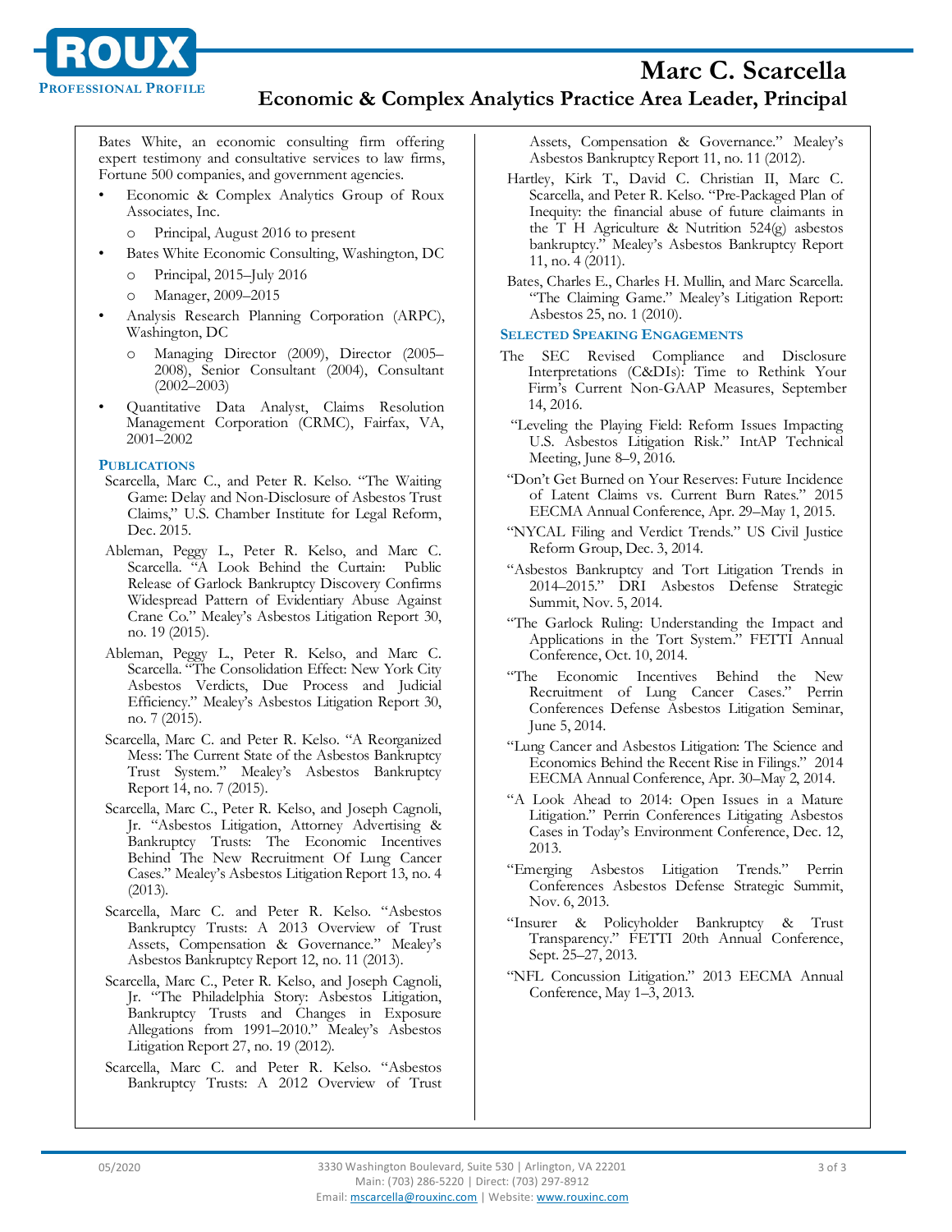Bates White, an economic consulting firm offering expert testimony and consultative services to law firms, Fortune 500 companies, and government agencies.

- Economic & Complex Analytics Group of Roux Associates, Inc.
  - Principal, August 2016 to present
- Bates White Economic Consulting, Washington, DC
  - Principal, 2015–July 2016
  - Manager, 2009–2015
- Analysis Research Planning Corporation (ARPC), Washington, DC
  - Managing Director (2009), Director (2005–2008), Senior Consultant (2004), Consultant (2002–2003)
- Quantitative Data Analyst, Claims Resolution Management Corporation (CRMC), Fairfax, VA, 2001–2002

### Publications

Scarcella, Marc C., and Peter R. Kelso. "The Waiting Game: Delay and Non-Disclosure of Asbestos Trust Claims," U.S. Chamber Institute for Legal Reform, Dec. 2015.

Ableman, Peggy L., Peter R. Kelso, and Marc C. Scarcella. "A Look Behind the Curtain: Public Release of Garlock Bankruptcy Discovery Confirms Widespread Pattern of Evidentiary Abuse Against Crane Co." Mealey's Asbestos Litigation Report 30, no. 19 (2015).

Ableman, Peggy L., Peter R. Kelso, and Marc C. Scarcella. "The Consolidation Effect: New York City Asbestos Verdicts, Due Process and Judicial Efficiency." Mealey's Asbestos Litigation Report 30, no. 7 (2015).

Scarcella, Marc C. and Peter R. Kelso. "A Reorganized Mess: The Current State of the Asbestos Bankruptcy Trust System." Mealey's Asbestos Bankruptcy Report 14, no. 7 (2015).

Scarcella, Marc C., Peter R. Kelso, and Joseph Cagnoli, Jr. "Asbestos Litigation, Attorney Advertising & Bankruptcy Trusts: The Economic Incentives Behind The New Recruitment Of Lung Cancer Cases." Mealey's Asbestos Litigation Report 13, no. 4 (2013).

Scarcella, Marc C. and Peter R. Kelso. "Asbestos Bankruptcy Trusts: A 2013 Overview of Trust Assets, Compensation & Governance." Mealey's Asbestos Bankruptcy Report 12, no. 11 (2013).

Scarcella, Marc C., Peter R. Kelso, and Joseph Cagnoli, Jr. "The Philadelphia Story: Asbestos Litigation, Bankruptcy Trusts and Changes in Exposure Allegations from 1991–2010." Mealey's Asbestos Litigation Report 27, no. 19 (2012).

Scarcella, Marc C. and Peter R. Kelso. "Asbestos Bankruptcy Trusts: A 2012 Overview of Trust Assets, Compensation & Governance." Mealey's Asbestos Bankruptcy Report 11, no. 11 (2012).

Hartley, Kirk T., David C. Christian II, Marc C. Scarcella, and Peter R. Kelso. "Pre-Packaged Plan of Inequity: the financial abuse of future claimants in the T H Agriculture & Nutrition 524(g) asbestos bankruptcy." Mealey's Asbestos Bankruptcy Report 11, no. 4 (2011).

Bates, Charles E., Charles H. Mullin, and Marc Scarcella. "The Claiming Game." Mealey's Litigation Report: Asbestos 25, no. 1 (2010).

### Selected Speaking Engagements

The SEC Revised Compliance and Disclosure Interpretations (C&DIs): Time to Rethink Your Firm's Current Non-GAAP Measures, September 14, 2016.

"Leveling the Playing Field: Reform Issues Impacting U.S. Asbestos Litigation Risk." IntAP Technical Meeting, June 8–9, 2016.

"Don't Get Burned on Your Reserves: Future Incidence of Latent Claims vs. Current Burn Rates." 2015 EECMA Annual Conference, Apr. 29–May 1, 2015.

"NYCAL Filing and Verdict Trends." US Civil Justice Reform Group, Dec. 3, 2014.

"Asbestos Bankruptcy and Tort Litigation Trends in 2014–2015." DRI Asbestos Defense Strategic Summit, Nov. 5, 2014.

"The Garlock Ruling: Understanding the Impact and Applications in the Tort System." FETTI Annual Conference, Oct. 10, 2014.

"The Economic Incentives Behind the New Recruitment of Lung Cancer Cases." Perrin Conferences Defense Asbestos Litigation Seminar, June 5, 2014.

"Lung Cancer and Asbestos Litigation: The Science and Economics Behind the Recent Rise in Filings." 2014 EECMA Annual Conference, Apr. 30–May 2, 2014.

"A Look Ahead to 2014: Open Issues in a Mature Litigation." Perrin Conferences Litigating Asbestos Cases in Today's Environment Conference, Dec. 12, 2013.

"Emerging Asbestos Litigation Trends." Perrin Conferences Asbestos Defense Strategic Summit, Nov. 6, 2013.

"Insurer & Policyholder Bankruptcy & Trust Transparency." FETTI 20th Annual Conference, Sept. 25–27, 2013.

"NFL Concussion Litigation." 2013 EECMA Annual Conference, May 1–3, 2013.